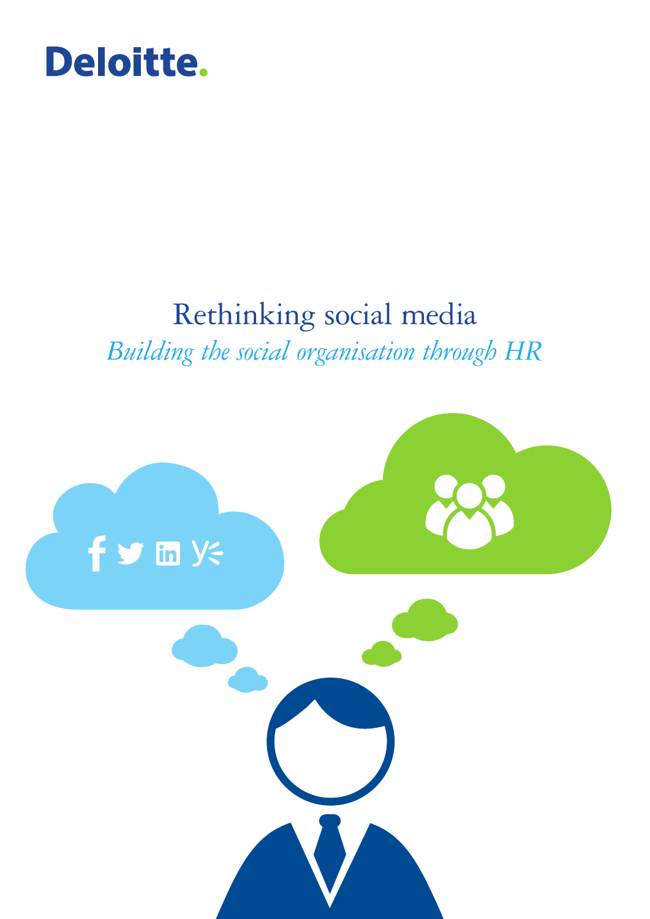Deloitte.

# Rethinking social media

*Building the social organisation through HR*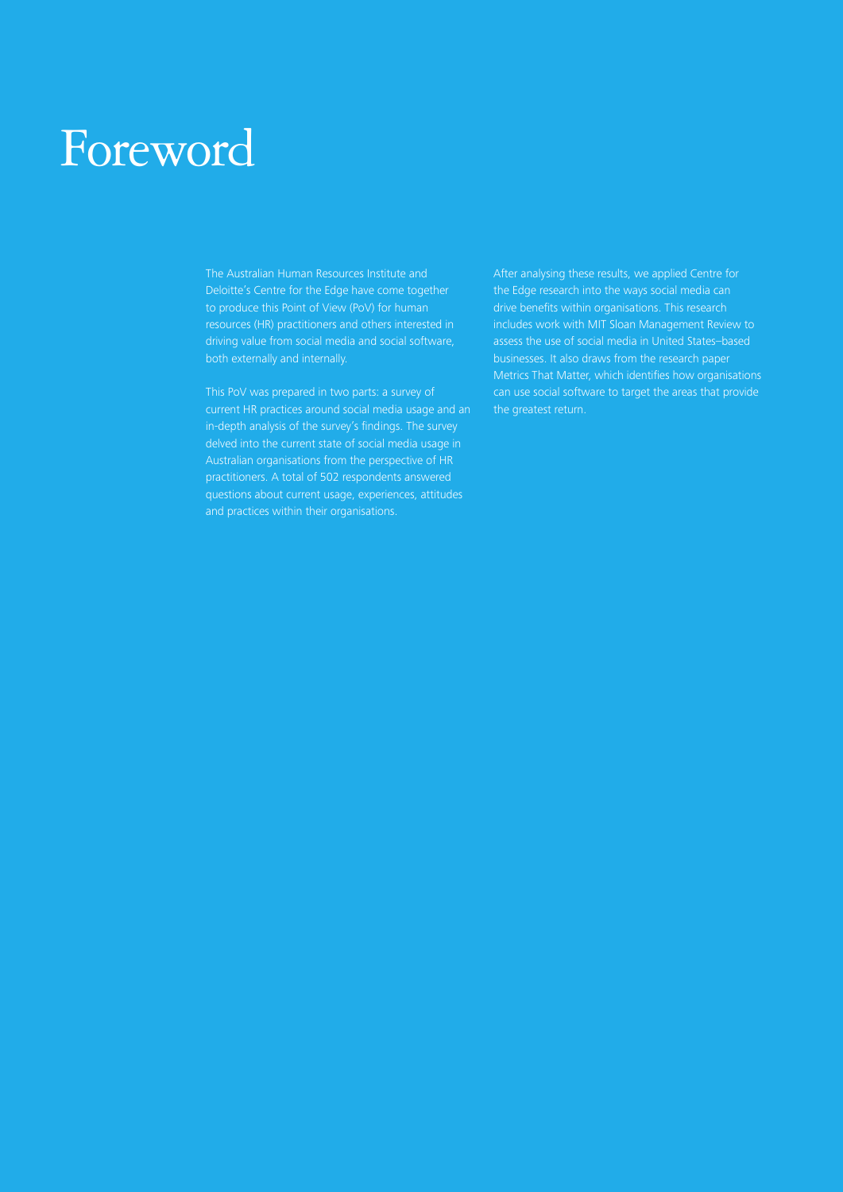# Foreword

The Australian Human Resources Institute and Deloitte's Centre for the Edge have come together to produce this Point of View (PoV) for human resources (HR) practitioners and others interested in driving value from social media and social software, both externally and internally.

This PoV was prepared in two parts: a survey of current HR practices around social media usage and an in-depth analysis of the survey's findings. The survey delved into the current state of social media usage in Australian organisations from the perspective of HR practitioners. A total of 502 respondents answered questions about current usage, experiences, attitudes and practices within their organisations.

After analysing these results, we applied Centre for the Edge research into the ways social media can drive benefits within organisations. This research includes work with MIT Sloan Management Review to assess the use of social media in United States–based businesses. It also draws from the research paper Metrics That Matter, which identifies how organisations can use social software to target the areas that provide the greatest return.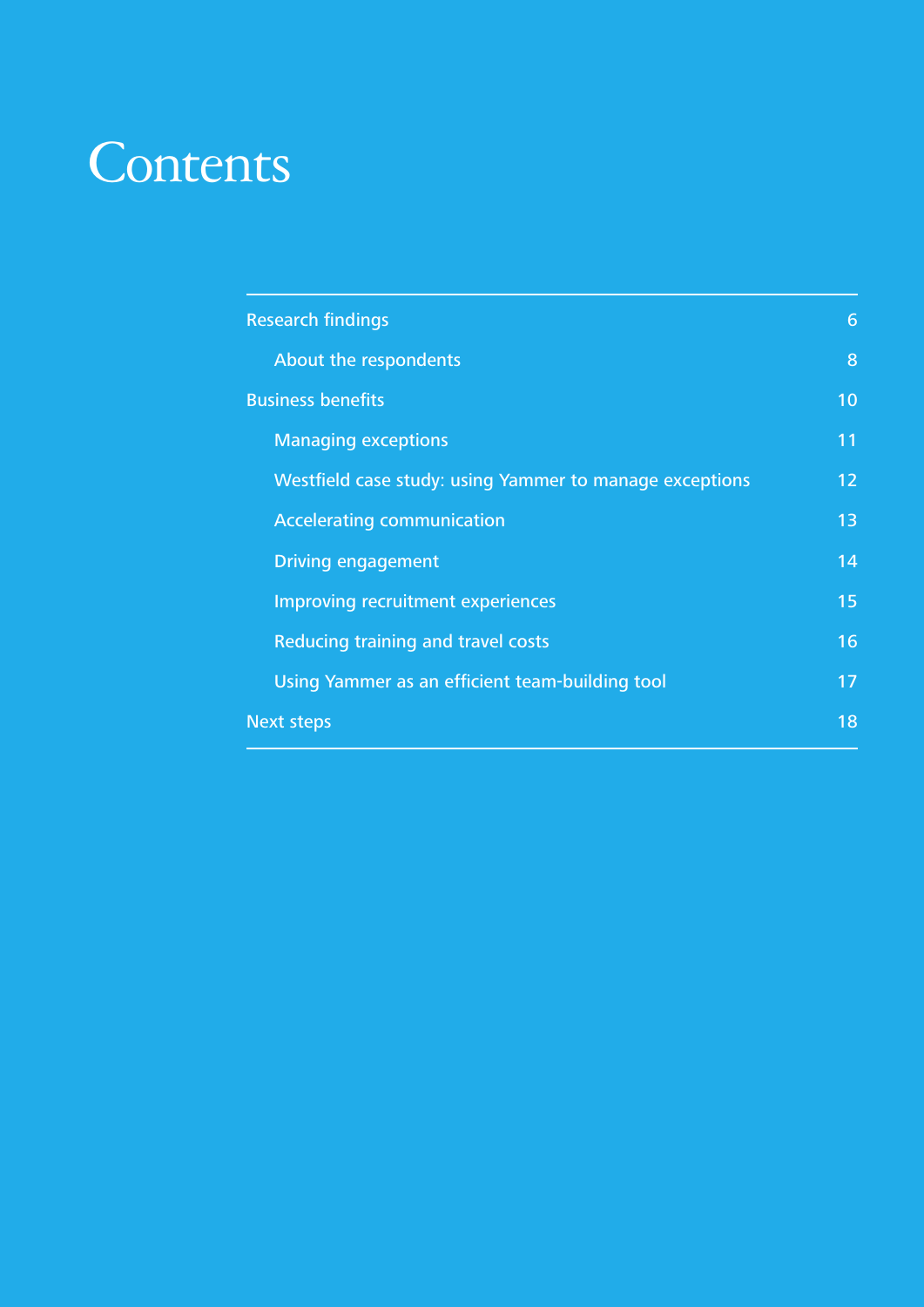# Contents

| | |
|---|---|
| Research findings | 6 |
| About the respondents | 8 |
| Business benefits | 10 |
| Managing exceptions | 11 |
| Westfield case study: using Yammer to manage exceptions | 12 |
| Accelerating communication | 13 |
| Driving engagement | 14 |
| Improving recruitment experiences | 15 |
| Reducing training and travel costs | 16 |
| Using Yammer as an efficient team-building tool | 17 |
| Next steps | 18 |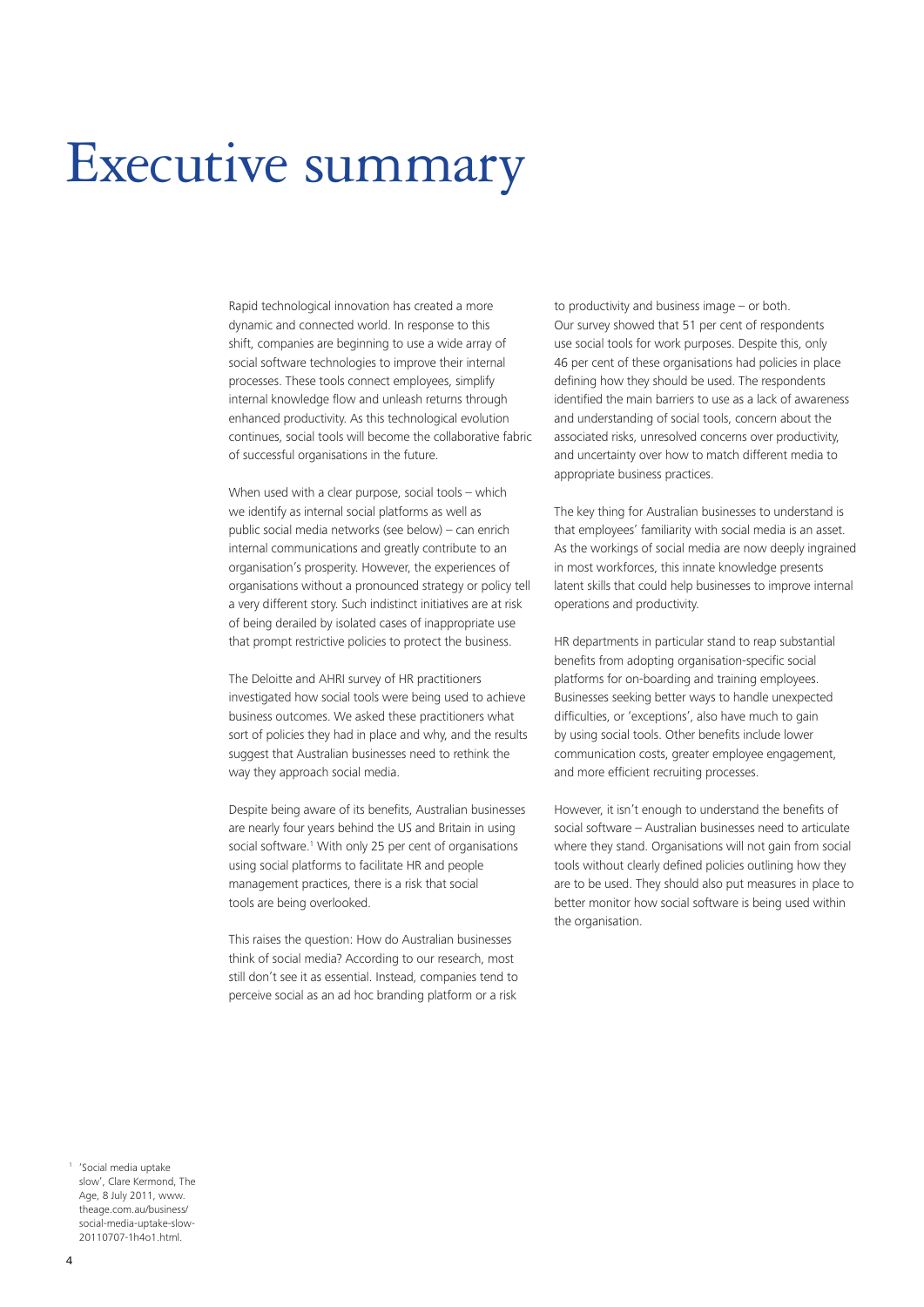# Executive summary

Rapid technological innovation has created a more dynamic and connected world. In response to this shift, companies are beginning to use a wide array of social software technologies to improve their internal processes. These tools connect employees, simplify internal knowledge flow and unleash returns through enhanced productivity. As this technological evolution continues, social tools will become the collaborative fabric of successful organisations in the future.

When used with a clear purpose, social tools – which we identify as internal social platforms as well as public social media networks (see below) – can enrich internal communications and greatly contribute to an organisation's prosperity. However, the experiences of organisations without a pronounced strategy or policy tell a very different story. Such indistinct initiatives are at risk of being derailed by isolated cases of inappropriate use that prompt restrictive policies to protect the business.

The Deloitte and AHRI survey of HR practitioners investigated how social tools were being used to achieve business outcomes. We asked these practitioners what sort of policies they had in place and why, and the results suggest that Australian businesses need to rethink the way they approach social media.

Despite being aware of its benefits, Australian businesses are nearly four years behind the US and Britain in using social software.[1] With only 25 per cent of organisations using social platforms to facilitate HR and people management practices, there is a risk that social tools are being overlooked.

This raises the question: How do Australian businesses think of social media? According to our research, most still don't see it as essential. Instead, companies tend to perceive social as an ad hoc branding platform or a risk to productivity and business image – or both. Our survey showed that 51 per cent of respondents use social tools for work purposes. Despite this, only 46 per cent of these organisations had policies in place defining how they should be used. The respondents identified the main barriers to use as a lack of awareness and understanding of social tools, concern about the associated risks, unresolved concerns over productivity, and uncertainty over how to match different media to appropriate business practices.

The key thing for Australian businesses to understand is that employees' familiarity with social media is an asset. As the workings of social media are now deeply ingrained in most workforces, this innate knowledge presents latent skills that could help businesses to improve internal operations and productivity.

HR departments in particular stand to reap substantial benefits from adopting organisation-specific social platforms for on-boarding and training employees. Businesses seeking better ways to handle unexpected difficulties, or 'exceptions', also have much to gain by using social tools. Other benefits include lower communication costs, greater employee engagement, and more efficient recruiting processes.

However, it isn't enough to understand the benefits of social software – Australian businesses need to articulate where they stand. Organisations will not gain from social tools without clearly defined policies outlining how they are to be used. They should also put measures in place to better monitor how social software is being used within the organisation.

[1] 'Social media uptake slow', Clare Kermond, The Age, 8 July 2011, www.theage.com.au/business/social-media-uptake-slow-20110707-1h4o1.html.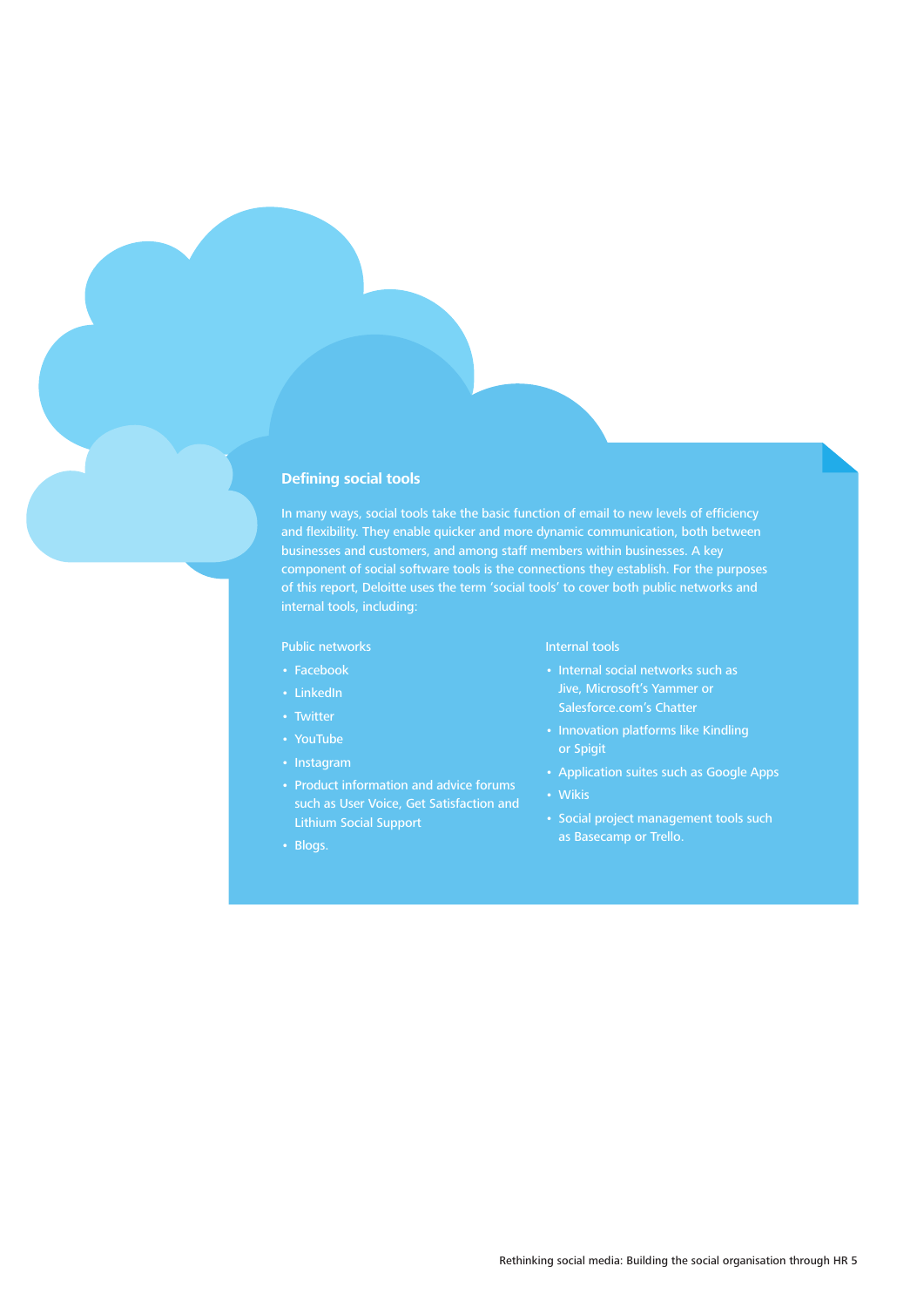## Defining social tools

In many ways, social tools take the basic function of email to new levels of efficiency and flexibility. They enable quicker and more dynamic communication, both between businesses and customers, and among staff members within businesses. A key component of social software tools is the connections they establish. For the purposes of this report, Deloitte uses the term 'social tools' to cover both public networks and internal tools, including:

Public networks

- Facebook
- LinkedIn
- Twitter
- YouTube
- Instagram
- Product information and advice forums such as User Voice, Get Satisfaction and Lithium Social Support
- Blogs.

Internal tools

- Internal social networks such as Jive, Microsoft's Yammer or Salesforce.com's Chatter
- Innovation platforms like Kindling or Spigit
- Application suites such as Google Apps
- Wikis
- Social project management tools such as Basecamp or Trello.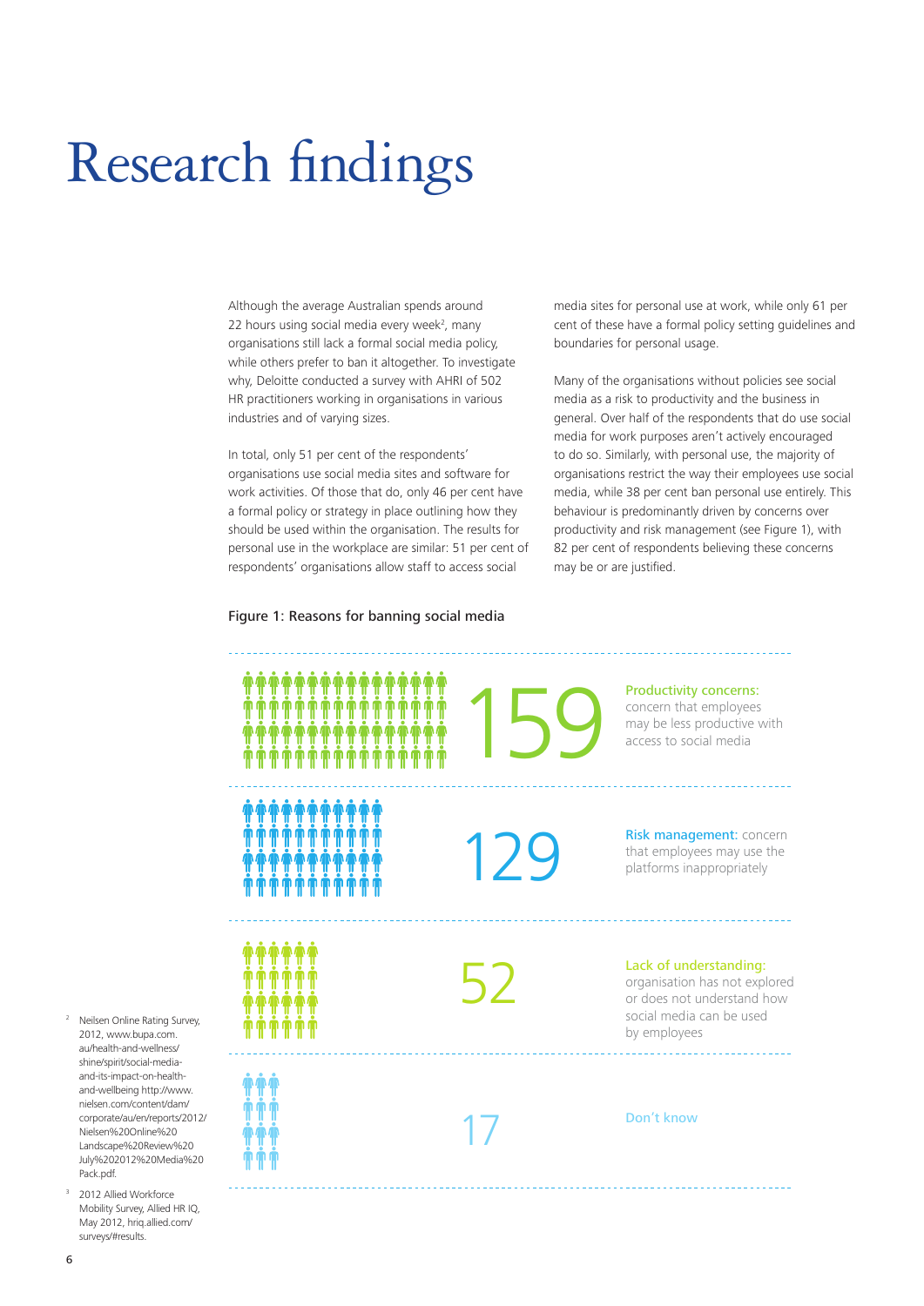# Research findings

Although the average Australian spends around 22 hours using social media every week[2], many organisations still lack a formal social media policy, while others prefer to ban it altogether. To investigate why, Deloitte conducted a survey with AHRI of 502 HR practitioners working in organisations in various industries and of varying sizes.

In total, only 51 per cent of the respondents' organisations use social media sites and software for work activities. Of those that do, only 46 per cent have a formal policy or strategy in place outlining how they should be used within the organisation. The results for personal use in the workplace are similar: 51 per cent of respondents' organisations allow staff to access social media sites for personal use at work, while only 61 per cent of these have a formal policy setting guidelines and boundaries for personal usage.

Many of the organisations without policies see social media as a risk to productivity and the business in general. Over half of the respondents that do use social media for work purposes aren't actively encouraged to do so. Similarly, with personal use, the majority of organisations restrict the way their employees use social media, while 38 per cent ban personal use entirely. This behaviour is predominantly driven by concerns over productivity and risk management (see Figure 1), with 82 per cent of respondents believing these concerns may be or are justified.

Figure 1: Reasons for banning social media

| Count | Reason |
| --- | --- |
| 159 | **Productivity concerns:** concern that employees may be less productive with access to social media |
| 129 | **Risk management:** concern that employees may use the platforms inappropriately |
| 52 | **Lack of understanding:** organisation has not explored or does not understand how social media can be used by employees |
| 17 | Don't know |

[2] Neilsen Online Rating Survey, 2012, www.bupa.com.au/health-and-wellness/shine/spirit/social-media-and-its-impact-on-health-and-wellbeing http://www.nielsen.com/content/dam/corporate/au/en/reports/2012/Nielsen%20Online%20Landscape%20Review%20July%202012%20Media%20Pack.pdf.

[3] 2012 Allied Workforce Mobility Survey, Allied HR IQ, May 2012, hriq.allied.com/surveys/#results.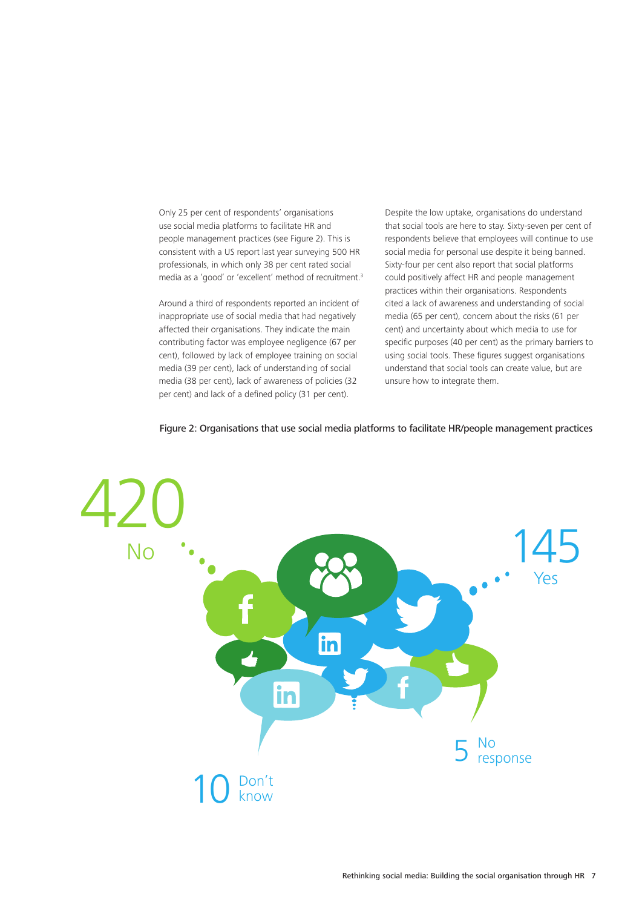Only 25 per cent of respondents' organisations use social media platforms to facilitate HR and people management practices (see Figure 2). This is consistent with a US report last year surveying 500 HR professionals, in which only 38 per cent rated social media as a 'good' or 'excellent' method of recruitment.[3]

Around a third of respondents reported an incident of inappropriate use of social media that had negatively affected their organisations. They indicate the main contributing factor was employee negligence (67 per cent), followed by lack of employee training on social media (39 per cent), lack of understanding of social media (38 per cent), lack of awareness of policies (32 per cent) and lack of a defined policy (31 per cent).

Despite the low uptake, organisations do understand that social tools are here to stay. Sixty-seven per cent of respondents believe that employees will continue to use social media for personal use despite it being banned. Sixty-four per cent also report that social platforms could positively affect HR and people management practices within their organisations. Respondents cited a lack of awareness and understanding of social media (65 per cent), concern about the risks (61 per cent) and uncertainty about which media to use for specific purposes (40 per cent) as the primary barriers to using social tools. These figures suggest organisations understand that social tools can create value, but are unsure how to integrate them.

**Figure 2: Organisations that use social media platforms to facilitate HR/people management practices**

| Response | Count |
|---|---|
| No | 420 |
| Yes | 145 |
| Don't know | 10 |
| No response | 5 |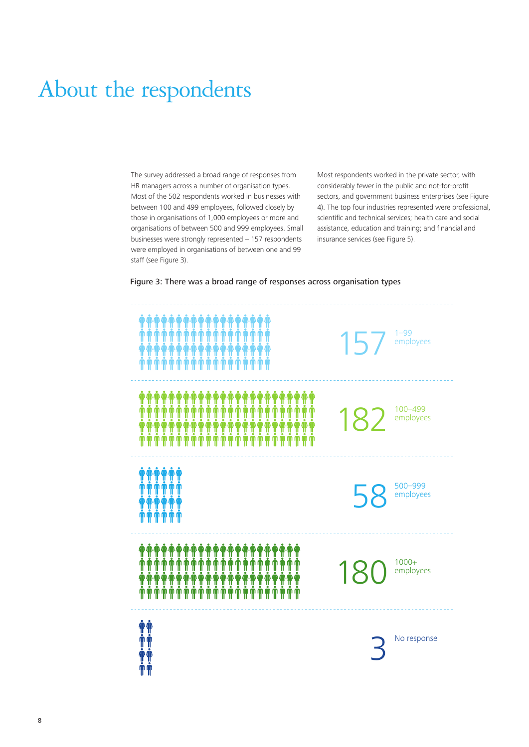# About the respondents

The survey addressed a broad range of responses from HR managers across a number of organisation types. Most of the 502 respondents worked in businesses with between 100 and 499 employees, followed closely by those in organisations of 1,000 employees or more and organisations of between 500 and 999 employees. Small businesses were strongly represented – 157 respondents were employed in organisations of between one and 99 staff (see Figure 3).

Most respondents worked in the private sector, with considerably fewer in the public and not-for-profit sectors, and government business enterprises (see Figure 4). The top four industries represented were professional, scientific and technical services; health care and social assistance, education and training; and financial and insurance services (see Figure 5).

Figure 3: There was a broad range of responses across organisation types

| Respondents | Organisation size |
| --- | --- |
| 157 | 1–99 employees |
| 182 | 100–499 employees |
| 58 | 500–999 employees |
| 180 | 1000+ employees |
| 3 | No response |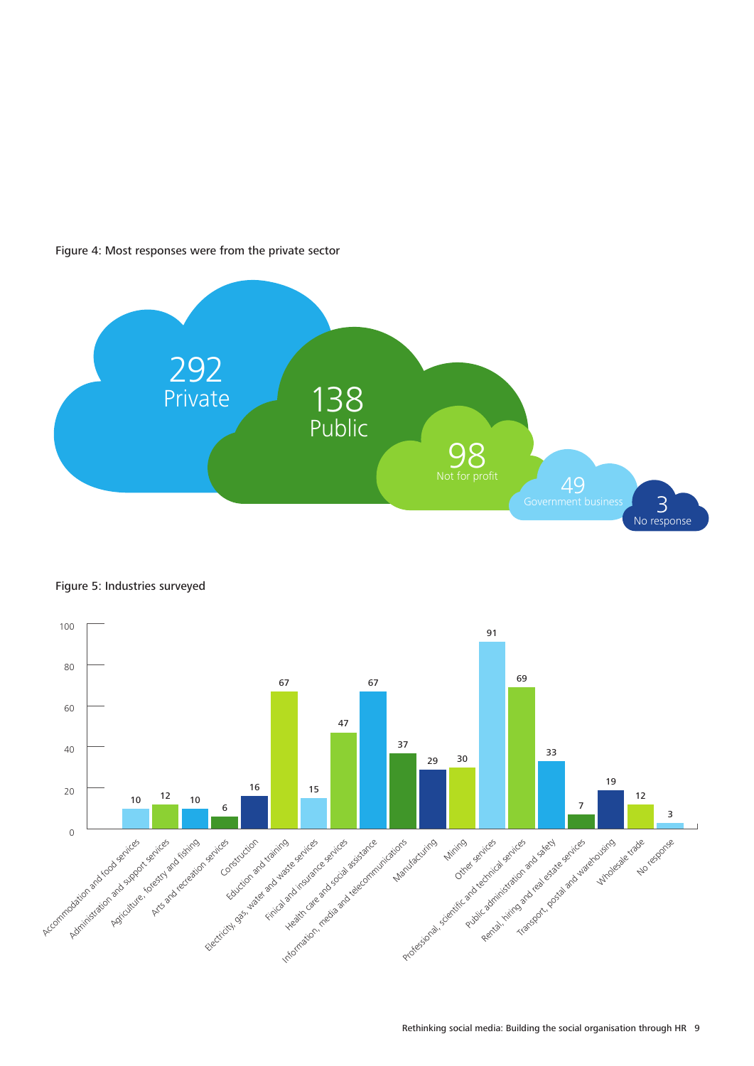Figure 4: Most responses were from the private sector

| Sector | Responses |
| --- | --- |
| Private | 292 |
| Public | 138 |
| Not for profit | 98 |
| Government business | 49 |
| No response | 3 |

Figure 5: Industries surveyed

| Industry | Responses |
| --- | --- |
| Accommodation and food services | 10 |
| Administration and support services | 12 |
| Agriculture, forestry and fishing | 10 |
| Arts and recreation services | 6 |
| Construction | 16 |
| Eduction and training | 67 |
| Electricity, gas, water and waste services | 15 |
| Finical and insurance services | 47 |
| Health care and social assistance | 67 |
| Information, media and telecommunications | 37 |
| Manufacturing | 29 |
| Mining | 30 |
| Other services | 91 |
| Professional, scientific and technical services | 69 |
| Public administration and safety | 33 |
| Rental, hiring and real estate services | 7 |
| Transport, postal and warehousing | 19 |
| Wholesale trade | 12 |
| No response | 3 |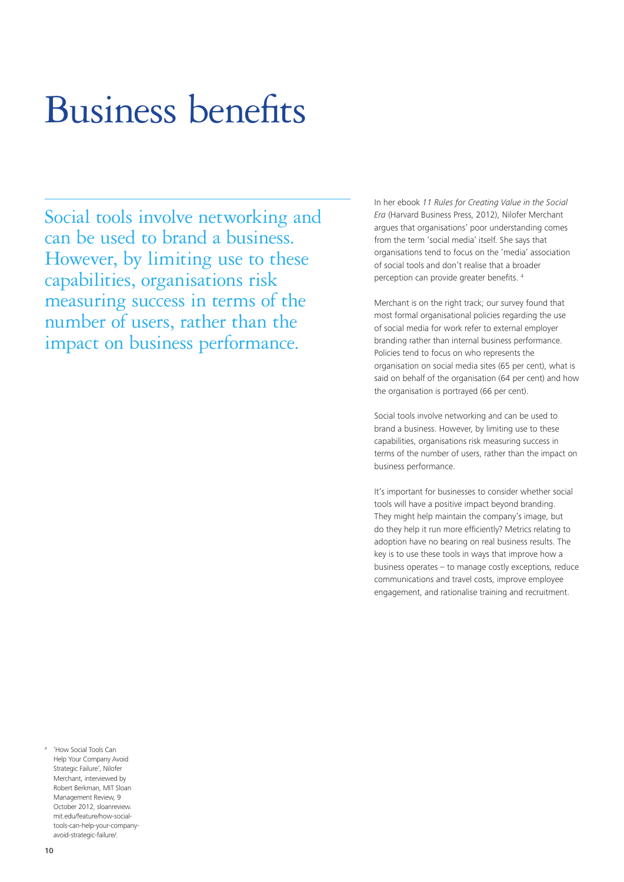# Business benefits

Social tools involve networking and can be used to brand a business. However, by limiting use to these capabilities, organisations risk measuring success in terms of the number of users, rather than the impact on business performance.

In her ebook *11 Rules for Creating Value in the Social Era* (Harvard Business Press, 2012), Nilofer Merchant argues that organisations' poor understanding comes from the term 'social media' itself. She says that organisations tend to focus on the 'media' association of social tools and don't realise that a broader perception can provide greater benefits. [4]

Merchant is on the right track; our survey found that most formal organisational policies regarding the use of social media for work refer to external employer branding rather than internal business performance. Policies tend to focus on who represents the organisation on social media sites (65 per cent), what is said on behalf of the organisation (64 per cent) and how the organisation is portrayed (66 per cent).

Social tools involve networking and can be used to brand a business. However, by limiting use to these capabilities, organisations risk measuring success in terms of the number of users, rather than the impact on business performance.

It's important for businesses to consider whether social tools will have a positive impact beyond branding. They might help maintain the company's image, but do they help it run more efficiently? Metrics relating to adoption have no bearing on real business results. The key is to use these tools in ways that improve how a business operates – to manage costly exceptions, reduce communications and travel costs, improve employee engagement, and rationalise training and recruitment.

[4] 'How Social Tools Can Help Your Company Avoid Strategic Failure', Nilofer Merchant, interviewed by Robert Berkman, MIT Sloan Management Review, 9 October 2012, sloanreview.mit.edu/feature/how-social-tools-can-help-your-company-avoid-strategic-failure/.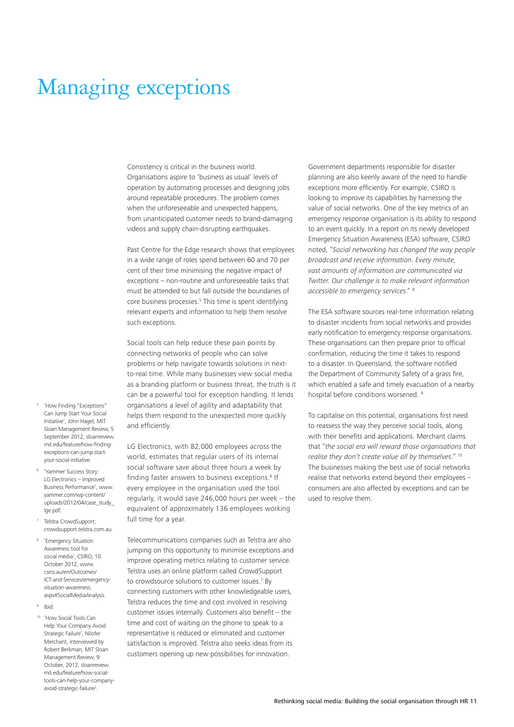# Managing exceptions

Consistency is critical in the business world. Organisations aspire to 'business as usual' levels of operation by automating processes and designing jobs around repeatable procedures. The problem comes when the unforeseeable and unexpected happens, from unanticipated customer needs to brand-damaging videos and supply chain-disrupting earthquakes.

Past Centre for the Edge research shows that employees in a wide range of roles spend between 60 and 70 per cent of their time minimising the negative impact of exceptions – non-routine and unforeseeable tasks that must be attended to but fall outside the boundaries of core business processes.[5] This time is spent identifying relevant experts and information to help them resolve such exceptions.

Social tools can help reduce these pain points by connecting networks of people who can solve problems or help navigate towards solutions in next-to-real time. While many businesses view social media as a branding platform or business threat, the truth is it can be a powerful tool for exception handling. It lends organisations a level of agility and adaptability that helps them respond to the unexpected more quickly and efficiently.

LG Electronics, with 82,000 employees across the world, estimates that regular users of its internal social software save about three hours a week by finding faster answers to business exceptions.[6] If every employee in the organisation used the tool regularly, it would save 246,000 hours per week – the equivalent of approximately 136 employees working full time for a year.

Telecommunications companies such as Telstra are also jumping on this opportunity to minimise exceptions and improve operating metrics relating to customer service. Telstra uses an online platform called CrowdSupport to crowdsource solutions to customer issues.[7] By connecting customers with other knowledgeable users, Telstra reduces the time and cost involved in resolving customer issues internally. Customers also benefit – the time and cost of waiting on the phone to speak to a representative is reduced or eliminated and customer satisfaction is improved. Telstra also seeks ideas from its customers opening up new possibilities for innovation.

Government departments responsible for disaster planning are also keenly aware of the need to handle exceptions more efficiently. For example, CSIRO is looking to improve its capabilities by harnessing the value of social networks. One of the key metrics of an emergency response organisation is its ability to respond to an event quickly. In a report on its newly developed Emergency Situation Awareness (ESA) software, CSIRO noted, "*Social networking has changed the way people broadcast and receive information. Every minute, vast amounts of information are communicated via Twitter. Our challenge is to make relevant information accessible to emergency services*." [8]

The ESA software sources real-time information relating to disaster incidents from social networks and provides early notification to emergency response organisations. These organisations can then prepare prior to official confirmation, reducing the time it takes to respond to a disaster. In Queensland, the software notified the Department of Community Safety of a grass fire, which enabled a safe and timely evacuation of a nearby hospital before conditions worsened. [9]

To capitalise on this potential, organisations first need to reassess the way they perceive social tools, along with their benefits and applications. Merchant claims that "*the social era will reward those organisations that realise they don't create value all by themselves*." [10] The businesses making the best use of social networks realise that networks extend beyond their employees – consumers are also affected by exceptions and can be used to resolve them.

[5] 'How Finding "Exceptions" Can Jump Start Your Social Initiative', John Hagel, MIT Sloan Management Review, 5 September 2012, sloanreview.mit.edu/feature/how-finding-exceptions-can-jump-start-your-social-initiative.

[6] 'Yammer Success Story: LG Electronics – Improved Business Performance', www.yammer.com/wp-content/uploads/2012/04/case_study_lge.pdf.

[7] Telstra CrowdSupport; crowdsupport.telstra.com.au

[8] 'Emergency Situation Awareness tool for social media', CSIRO, 10 October 2012, www.csiro.au/en/Outcomes/ICT-and-Services/emergency-situation-awareness.aspx#SocialMediaAnalysis.

[9] Ibid.

[10] 'How Social Tools Can Help Your Company Avoid Strategic Failure', Nilofer Merchant, interviewed by Robert Berkman, MIT Sloan Management Review, 9 October, 2012, sloanreview.mit.edu/feature/how-social-tools-can-help-your-company-avoid-strategic-failure/.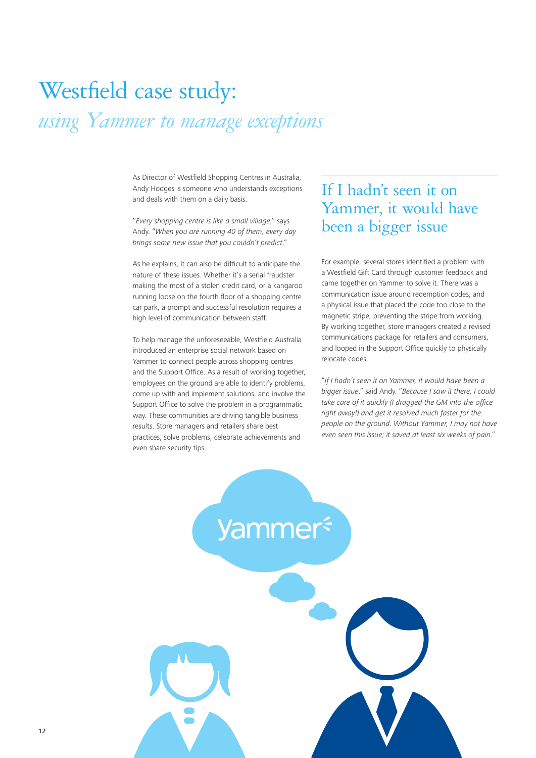# Westfield case study:
## *using Yammer to manage exceptions*

As Director of Westfield Shopping Centres in Australia, Andy Hodges is someone who understands exceptions and deals with them on a daily basis.

"*Every shopping centre is like a small village*," says Andy. "*When you are running 40 of them, every day brings some new issue that you couldn't predict*."

As he explains, it can also be difficult to anticipate the nature of these issues. Whether it's a serial fraudster making the most of a stolen credit card, or a kangaroo running loose on the fourth floor of a shopping centre car park, a prompt and successful resolution requires a high level of communication between staff.

To help manage the unforeseeable, Westfield Australia introduced an enterprise social network based on Yammer to connect people across shopping centres and the Support Office. As a result of working together, employees on the ground are able to identify problems, come up with and implement solutions, and involve the Support Office to solve the problem in a programmatic way. These communities are driving tangible business results. Store managers and retailers share best practices, solve problems, celebrate achievements and even share security tips.

## If I hadn't seen it on Yammer, it would have been a bigger issue

For example, several stores identified a problem with a Westfield Gift Card through customer feedback and came together on Yammer to solve it. There was a communication issue around redemption codes, and a physical issue that placed the code too close to the magnetic stripe, preventing the stripe from working. By working together, store managers created a revised communications package for retailers and consumers, and looped in the Support Office quickly to physically relocate codes.

"*If I hadn't seen it on Yammer, it would have been a bigger issue*," said Andy. "*Because I saw it there, I could take care of it quickly (I dragged the GM into the office right away!) and get it resolved much faster for the people on the ground. Without Yammer, I may not have even seen this issue; it saved at least six weeks of pain*."

yammer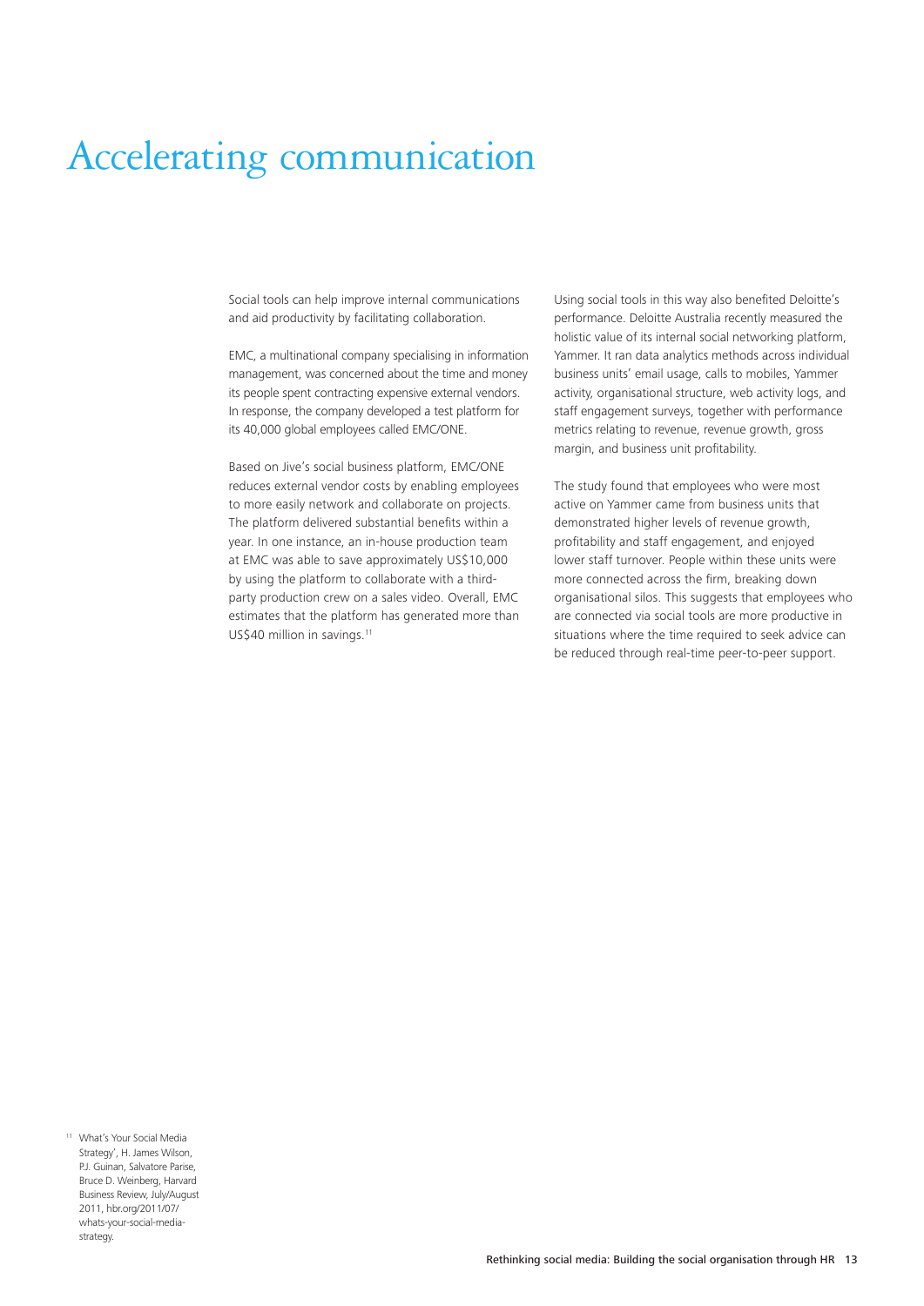# Accelerating communication

Social tools can help improve internal communications and aid productivity by facilitating collaboration.

EMC, a multinational company specialising in information management, was concerned about the time and money its people spent contracting expensive external vendors. In response, the company developed a test platform for its 40,000 global employees called EMC/ONE.

Based on Jive's social business platform, EMC/ONE reduces external vendor costs by enabling employees to more easily network and collaborate on projects. The platform delivered substantial benefits within a year. In one instance, an in-house production team at EMC was able to save approximately US$10,000 by using the platform to collaborate with a third-party production crew on a sales video. Overall, EMC estimates that the platform has generated more than US$40 million in savings.[11]

Using social tools in this way also benefited Deloitte's performance. Deloitte Australia recently measured the holistic value of its internal social networking platform, Yammer. It ran data analytics methods across individual business units' email usage, calls to mobiles, Yammer activity, organisational structure, web activity logs, and staff engagement surveys, together with performance metrics relating to revenue, revenue growth, gross margin, and business unit profitability.

The study found that employees who were most active on Yammer came from business units that demonstrated higher levels of revenue growth, profitability and staff engagement, and enjoyed lower staff turnover. People within these units were more connected across the firm, breaking down organisational silos. This suggests that employees who are connected via social tools are more productive in situations where the time required to seek advice can be reduced through real-time peer-to-peer support.

[11] What's Your Social Media Strategy', H. James Wilson, P.J. Guinan, Salvatore Parise, Bruce D. Weinberg, Harvard Business Review, July/August 2011, hbr.org/2011/07/whats-your-social-media-strategy.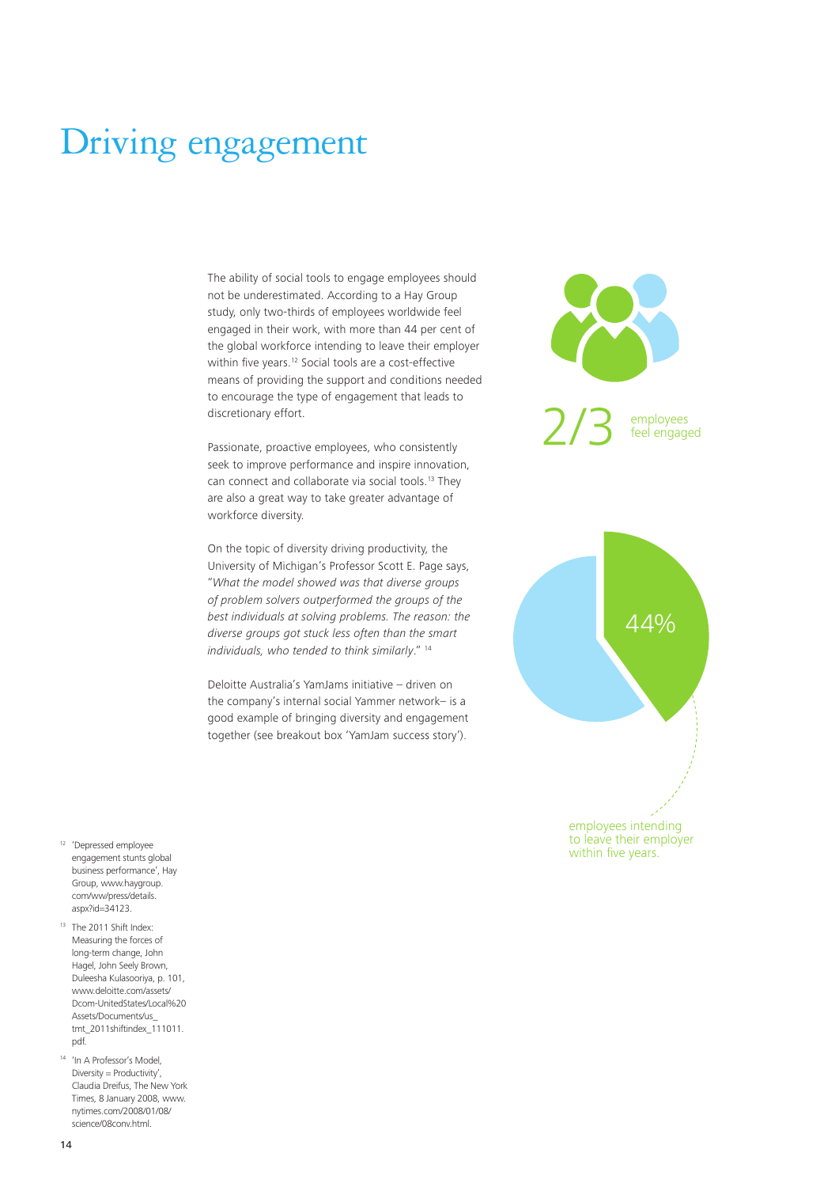# Driving engagement

The ability of social tools to engage employees should not be underestimated. According to a Hay Group study, only two-thirds of employees worldwide feel engaged in their work, with more than 44 per cent of the global workforce intending to leave their employer within five years.[12] Social tools are a cost-effective means of providing the support and conditions needed to encourage the type of engagement that leads to discretionary effort.

Passionate, proactive employees, who consistently seek to improve performance and inspire innovation, can connect and collaborate via social tools.[13] They are also a great way to take greater advantage of workforce diversity.

On the topic of diversity driving productivity, the University of Michigan's Professor Scott E. Page says, "*What the model showed was that diverse groups of problem solvers outperformed the groups of the best individuals at solving problems. The reason: the diverse groups got stuck less often than the smart individuals, who tended to think similarly*." [14]

Deloitte Australia's YamJams initiative – driven on the company's internal social Yammer network– is a good example of bringing diversity and engagement together (see breakout box 'YamJam success story').

2/3 employees feel engaged

44% employees intending to leave their employer within five years.

[12] 'Depressed employee engagement stunts global business performance', Hay Group, www.haygroup.com/ww/press/details.aspx?id=34123.

[13] The 2011 Shift Index: Measuring the forces of long-term change, John Hagel, John Seely Brown, Duleesha Kulasooriya, p. 101, www.deloitte.com/assets/Dcom-UnitedStates/Local%20Assets/Documents/us_tmt_2011shiftindex_111011.pdf.

[14] 'In A Professor's Model, Diversity = Productivity', Claudia Dreifus, The New York Times, 8 January 2008, www.nytimes.com/2008/01/08/science/08conv.html.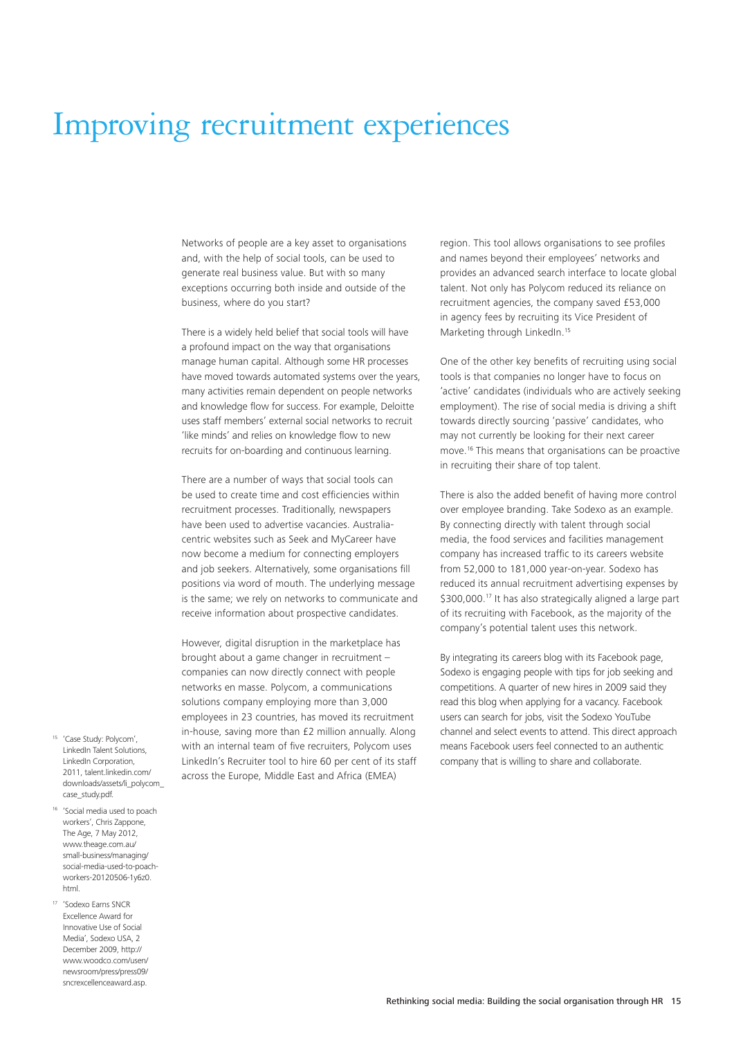# Improving recruitment experiences

Networks of people are a key asset to organisations and, with the help of social tools, can be used to generate real business value. But with so many exceptions occurring both inside and outside of the business, where do you start?

There is a widely held belief that social tools will have a profound impact on the way that organisations manage human capital. Although some HR processes have moved towards automated systems over the years, many activities remain dependent on people networks and knowledge flow for success. For example, Deloitte uses staff members' external social networks to recruit 'like minds' and relies on knowledge flow to new recruits for on-boarding and continuous learning.

There are a number of ways that social tools can be used to create time and cost efficiencies within recruitment processes. Traditionally, newspapers have been used to advertise vacancies. Australia-centric websites such as Seek and MyCareer have now become a medium for connecting employers and job seekers. Alternatively, some organisations fill positions via word of mouth. The underlying message is the same; we rely on networks to communicate and receive information about prospective candidates.

However, digital disruption in the marketplace has brought about a game changer in recruitment – companies can now directly connect with people networks en masse. Polycom, a communications solutions company employing more than 3,000 employees in 23 countries, has moved its recruitment in-house, saving more than £2 million annually. Along with an internal team of five recruiters, Polycom uses LinkedIn's Recruiter tool to hire 60 per cent of its staff across the Europe, Middle East and Africa (EMEA) region. This tool allows organisations to see profiles and names beyond their employees' networks and provides an advanced search interface to locate global talent. Not only has Polycom reduced its reliance on recruitment agencies, the company saved £53,000 in agency fees by recruiting its Vice President of Marketing through LinkedIn.[15]

One of the other key benefits of recruiting using social tools is that companies no longer have to focus on 'active' candidates (individuals who are actively seeking employment). The rise of social media is driving a shift towards directly sourcing 'passive' candidates, who may not currently be looking for their next career move.[16] This means that organisations can be proactive in recruiting their share of top talent.

There is also the added benefit of having more control over employee branding. Take Sodexo as an example. By connecting directly with talent through social media, the food services and facilities management company has increased traffic to its careers website from 52,000 to 181,000 year-on-year. Sodexo has reduced its annual recruitment advertising expenses by $300,000.[17] It has also strategically aligned a large part of its recruiting with Facebook, as the majority of the company's potential talent uses this network.

By integrating its careers blog with its Facebook page, Sodexo is engaging people with tips for job seeking and competitions. A quarter of new hires in 2009 said they read this blog when applying for a vacancy. Facebook users can search for jobs, visit the Sodexo YouTube channel and select events to attend. This direct approach means Facebook users feel connected to an authentic company that is willing to share and collaborate.

---

[15] 'Case Study: Polycom', LinkedIn Talent Solutions, LinkedIn Corporation, 2011, talent.linkedin.com/downloads/assets/li_polycom_case_study.pdf.

[16] 'Social media used to poach workers', Chris Zappone, The Age, 7 May 2012, www.theage.com.au/small-business/managing/social-media-used-to-poach-workers-20120506-1y6z0.html.

[17] 'Sodexo Earns SNCR Excellence Award for Innovative Use of Social Media', Sodexo USA, 2 December 2009, http://www.woodco.com/usen/newsroom/press/press09/sncrexcellenceaward.asp.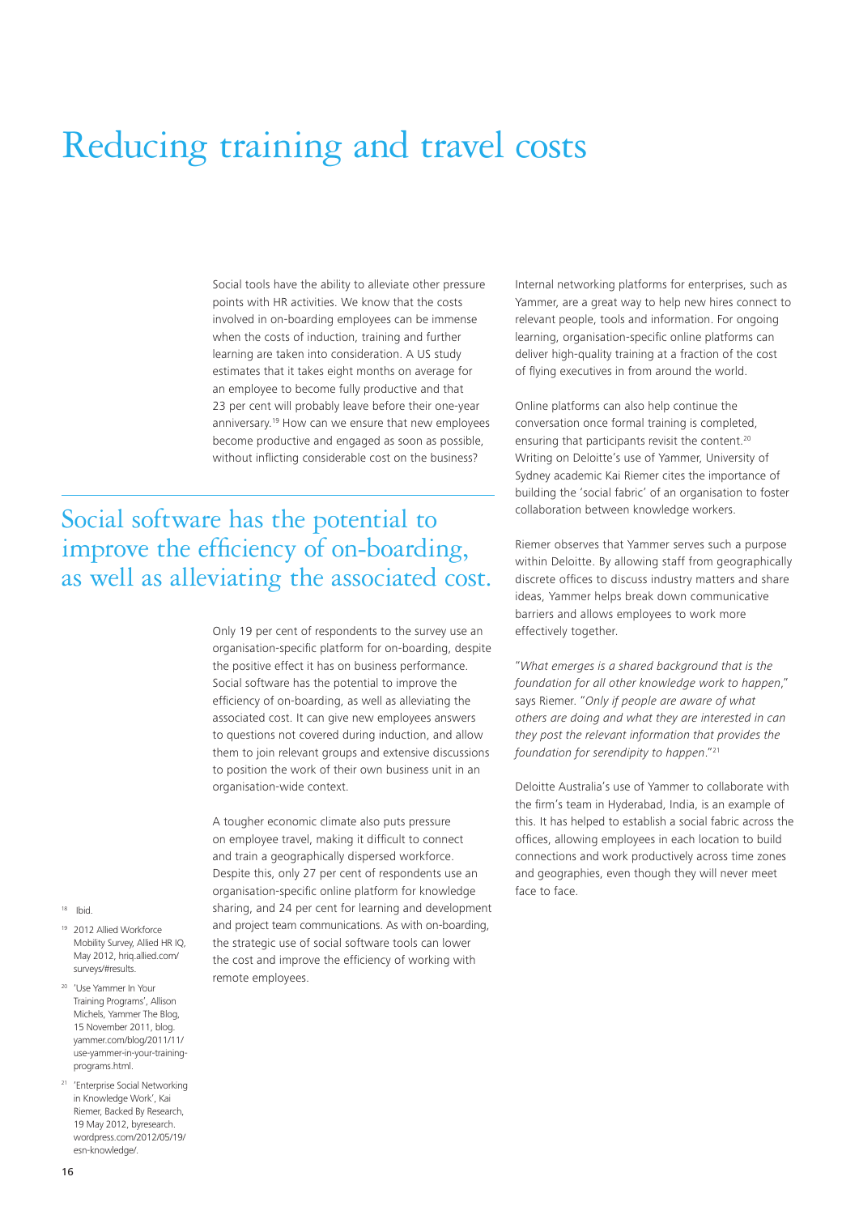# Reducing training and travel costs

Social tools have the ability to alleviate other pressure points with HR activities. We know that the costs involved in on-boarding employees can be immense when the costs of induction, training and further learning are taken into consideration. A US study estimates that it takes eight months on average for an employee to become fully productive and that 23 per cent will probably leave before their one-year anniversary.[19] How can we ensure that new employees become productive and engaged as soon as possible, without inflicting considerable cost on the business?

## Social software has the potential to improve the efficiency of on-boarding, as well as alleviating the associated cost.

Only 19 per cent of respondents to the survey use an organisation-specific platform for on-boarding, despite the positive effect it has on business performance. Social software has the potential to improve the efficiency of on-boarding, as well as alleviating the associated cost. It can give new employees answers to questions not covered during induction, and allow them to join relevant groups and extensive discussions to position the work of their own business unit in an organisation-wide context.

A tougher economic climate also puts pressure on employee travel, making it difficult to connect and train a geographically dispersed workforce. Despite this, only 27 per cent of respondents use an organisation-specific online platform for knowledge sharing, and 24 per cent for learning and development and project team communications. As with on-boarding, the strategic use of social software tools can lower the cost and improve the efficiency of working with remote employees.

Internal networking platforms for enterprises, such as Yammer, are a great way to help new hires connect to relevant people, tools and information. For ongoing learning, organisation-specific online platforms can deliver high-quality training at a fraction of the cost of flying executives in from around the world.

Online platforms can also help continue the conversation once formal training is completed, ensuring that participants revisit the content.[20] Writing on Deloitte's use of Yammer, University of Sydney academic Kai Riemer cites the importance of building the 'social fabric' of an organisation to foster collaboration between knowledge workers.

Riemer observes that Yammer serves such a purpose within Deloitte. By allowing staff from geographically discrete offices to discuss industry matters and share ideas, Yammer helps break down communicative barriers and allows employees to work more effectively together.

"*What emerges is a shared background that is the foundation for all other knowledge work to happen*," says Riemer. "*Only if people are aware of what others are doing and what they are interested in can they post the relevant information that provides the foundation for serendipity to happen*."[21]

Deloitte Australia's use of Yammer to collaborate with the firm's team in Hyderabad, India, is an example of this. It has helped to establish a social fabric across the offices, allowing employees in each location to build connections and work productively across time zones and geographies, even though they will never meet face to face.

[18] Ibid.

[19] 2012 Allied Workforce Mobility Survey, Allied HR IQ, May 2012, hriq.allied.com/surveys/#results.

[20] 'Use Yammer In Your Training Programs', Allison Michels, Yammer The Blog, 15 November 2011, blog.yammer.com/blog/2011/11/use-yammer-in-your-training-programs.html.

[21] 'Enterprise Social Networking in Knowledge Work', Kai Riemer, Backed By Research, 19 May 2012, byresearch.wordpress.com/2012/05/19/esn-knowledge/.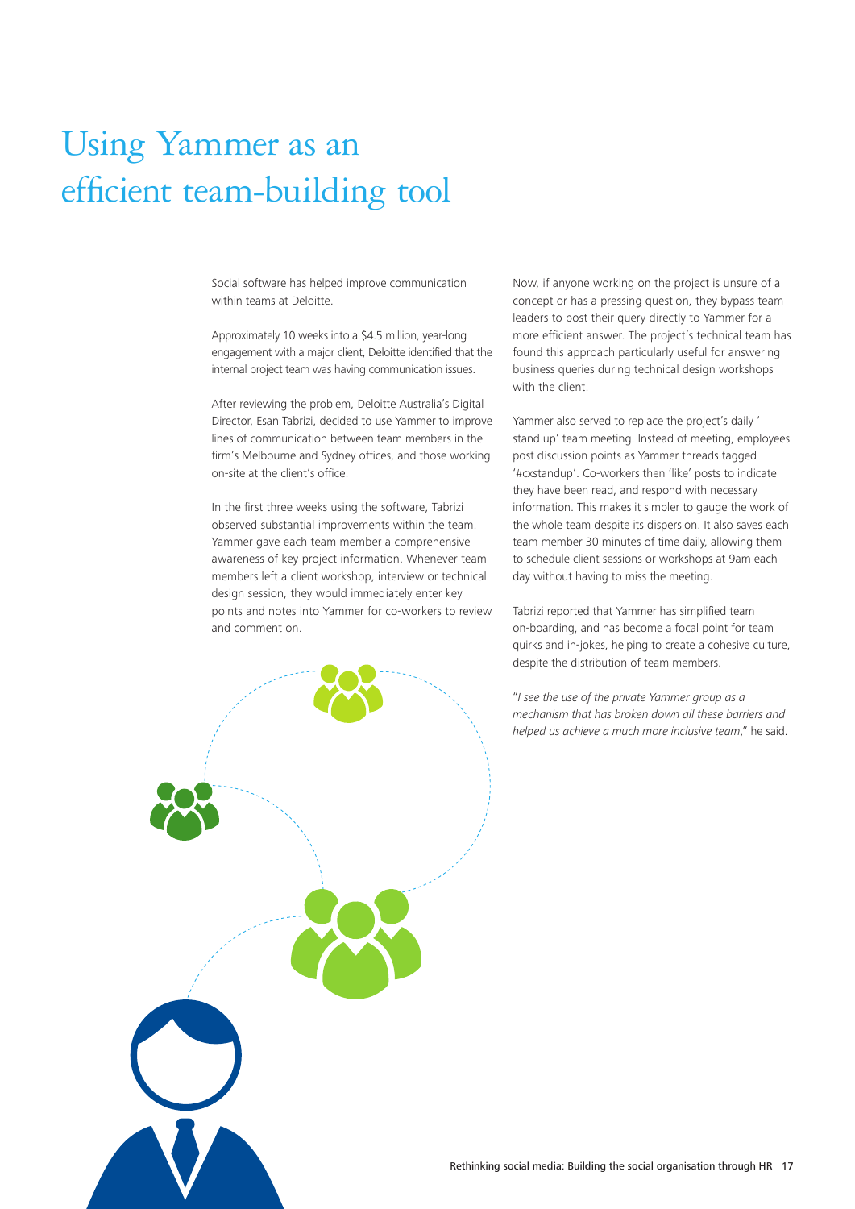# Using Yammer as an efficient team-building tool

Social software has helped improve communication within teams at Deloitte.

Approximately 10 weeks into a $4.5 million, year-long engagement with a major client, Deloitte identified that the internal project team was having communication issues.

After reviewing the problem, Deloitte Australia's Digital Director, Esan Tabrizi, decided to use Yammer to improve lines of communication between team members in the firm's Melbourne and Sydney offices, and those working on-site at the client's office.

In the first three weeks using the software, Tabrizi observed substantial improvements within the team. Yammer gave each team member a comprehensive awareness of key project information. Whenever team members left a client workshop, interview or technical design session, they would immediately enter key points and notes into Yammer for co-workers to review and comment on.

Now, if anyone working on the project is unsure of a concept or has a pressing question, they bypass team leaders to post their query directly to Yammer for a more efficient answer. The project's technical team has found this approach particularly useful for answering business queries during technical design workshops with the client.

Yammer also served to replace the project's daily ' stand up' team meeting. Instead of meeting, employees post discussion points as Yammer threads tagged '#cxstandup'. Co-workers then 'like' posts to indicate they have been read, and respond with necessary information. This makes it simpler to gauge the work of the whole team despite its dispersion. It also saves each team member 30 minutes of time daily, allowing them to schedule client sessions or workshops at 9am each day without having to miss the meeting.

Tabrizi reported that Yammer has simplified team on-boarding, and has become a focal point for team quirks and in-jokes, helping to create a cohesive culture, despite the distribution of team members.

"*I see the use of the private Yammer group as a mechanism that has broken down all these barriers and helped us achieve a much more inclusive team*," he said.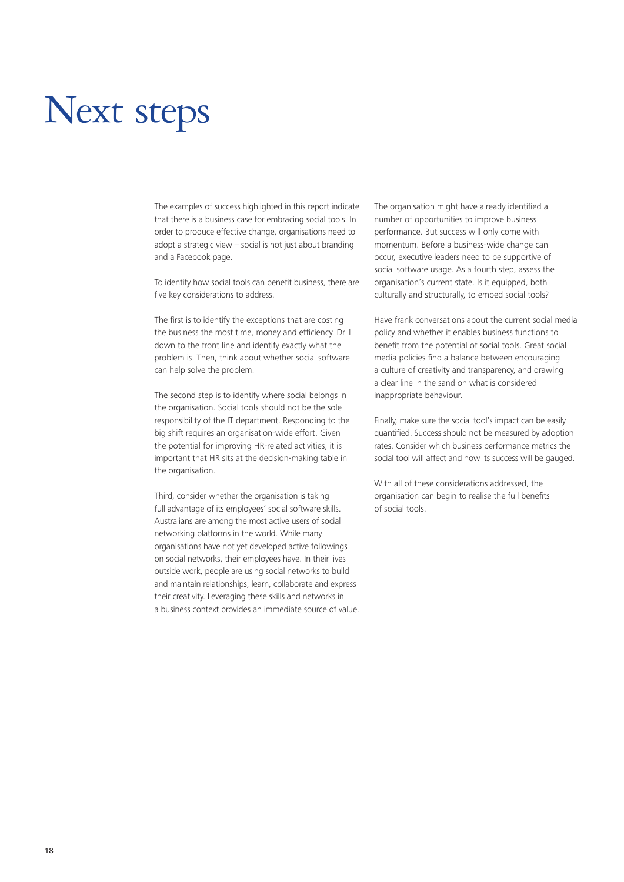# Next steps

The examples of success highlighted in this report indicate that there is a business case for embracing social tools. In order to produce effective change, organisations need to adopt a strategic view – social is not just about branding and a Facebook page.

To identify how social tools can benefit business, there are five key considerations to address.

The first is to identify the exceptions that are costing the business the most time, money and efficiency. Drill down to the front line and identify exactly what the problem is. Then, think about whether social software can help solve the problem.

The second step is to identify where social belongs in the organisation. Social tools should not be the sole responsibility of the IT department. Responding to the big shift requires an organisation-wide effort. Given the potential for improving HR-related activities, it is important that HR sits at the decision-making table in the organisation.

Third, consider whether the organisation is taking full advantage of its employees' social software skills. Australians are among the most active users of social networking platforms in the world. While many organisations have not yet developed active followings on social networks, their employees have. In their lives outside work, people are using social networks to build and maintain relationships, learn, collaborate and express their creativity. Leveraging these skills and networks in a business context provides an immediate source of value.

The organisation might have already identified a number of opportunities to improve business performance. But success will only come with momentum. Before a business-wide change can occur, executive leaders need to be supportive of social software usage. As a fourth step, assess the organisation's current state. Is it equipped, both culturally and structurally, to embed social tools?

Have frank conversations about the current social media policy and whether it enables business functions to benefit from the potential of social tools. Great social media policies find a balance between encouraging a culture of creativity and transparency, and drawing a clear line in the sand on what is considered inappropriate behaviour.

Finally, make sure the social tool's impact can be easily quantified. Success should not be measured by adoption rates. Consider which business performance metrics the social tool will affect and how its success will be gauged.

With all of these considerations addressed, the organisation can begin to realise the full benefits of social tools.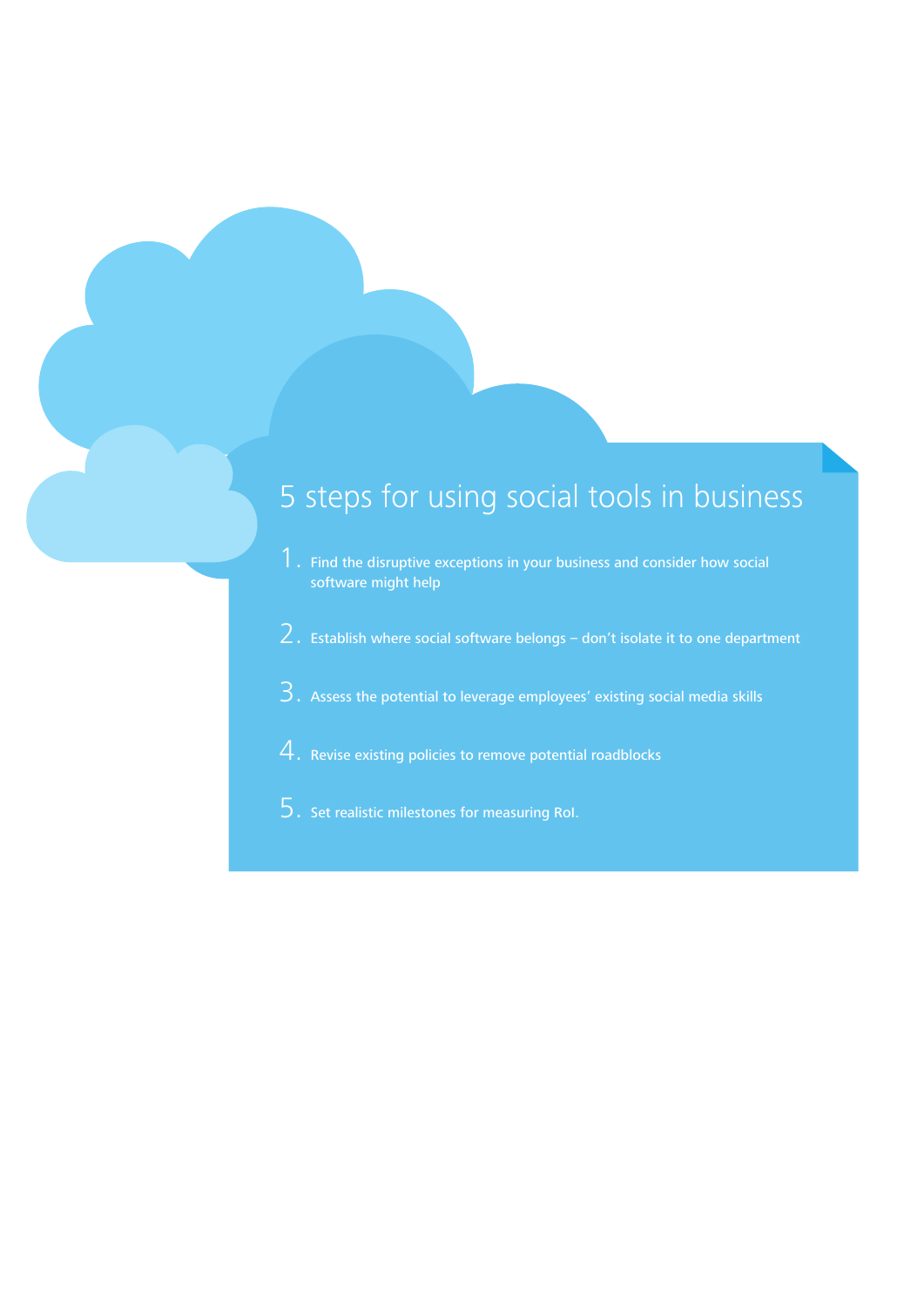## 5 steps for using social tools in business

1. Find the disruptive exceptions in your business and consider how social software might help
2. Establish where social software belongs – don't isolate it to one department
3. Assess the potential to leverage employees' existing social media skills
4. Revise existing policies to remove potential roadblocks
5. Set realistic milestones for measuring RoI.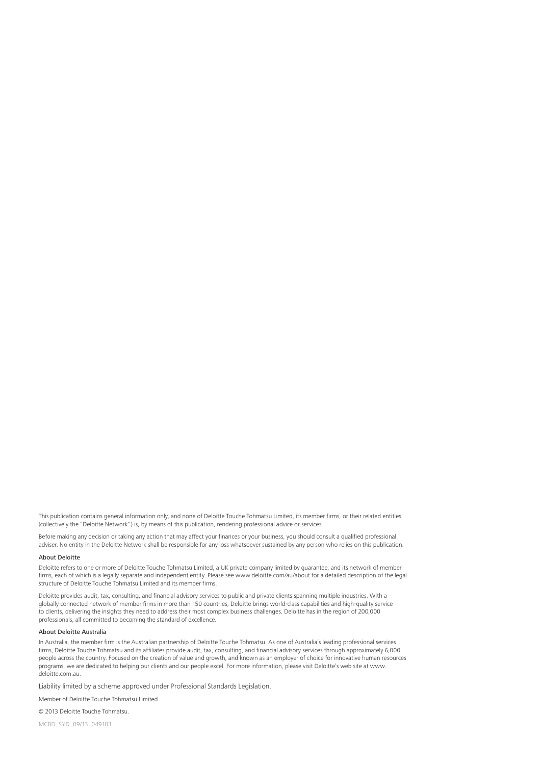This publication contains general information only, and none of Deloitte Touche Tohmatsu Limited, its member firms, or their related entities (collectively the "Deloitte Network") is, by means of this publication, rendering professional advice or services.

Before making any decision or taking any action that may affect your finances or your business, you should consult a qualified professional adviser. No entity in the Deloitte Network shall be responsible for any loss whatsoever sustained by any person who relies on this publication.

**About Deloitte**

Deloitte refers to one or more of Deloitte Touche Tohmatsu Limited, a UK private company limited by guarantee, and its network of member firms, each of which is a legally separate and independent entity. Please see www.deloitte.com/au/about for a detailed description of the legal structure of Deloitte Touche Tohmatsu Limited and its member firms.

Deloitte provides audit, tax, consulting, and financial advisory services to public and private clients spanning multiple industries. With a globally connected network of member firms in more than 150 countries, Deloitte brings world-class capabilities and high-quality service to clients, delivering the insights they need to address their most complex business challenges. Deloitte has in the region of 200,000 professionals, all committed to becoming the standard of excellence.

**About Deloitte Australia**

In Australia, the member firm is the Australian partnership of Deloitte Touche Tohmatsu. As one of Australia's leading professional services firms, Deloitte Touche Tohmatsu and its affiliates provide audit, tax, consulting, and financial advisory services through approximately 6,000 people across the country. Focused on the creation of value and growth, and known as an employer of choice for innovative human resources programs, we are dedicated to helping our clients and our people excel. For more information, please visit Deloitte's web site at www.deloitte.com.au.

Liability limited by a scheme approved under Professional Standards Legislation.

Member of Deloitte Touche Tohmatsu Limited

© 2013 Deloitte Touche Tohmatsu.

MCBD_SYD_09/13_049103